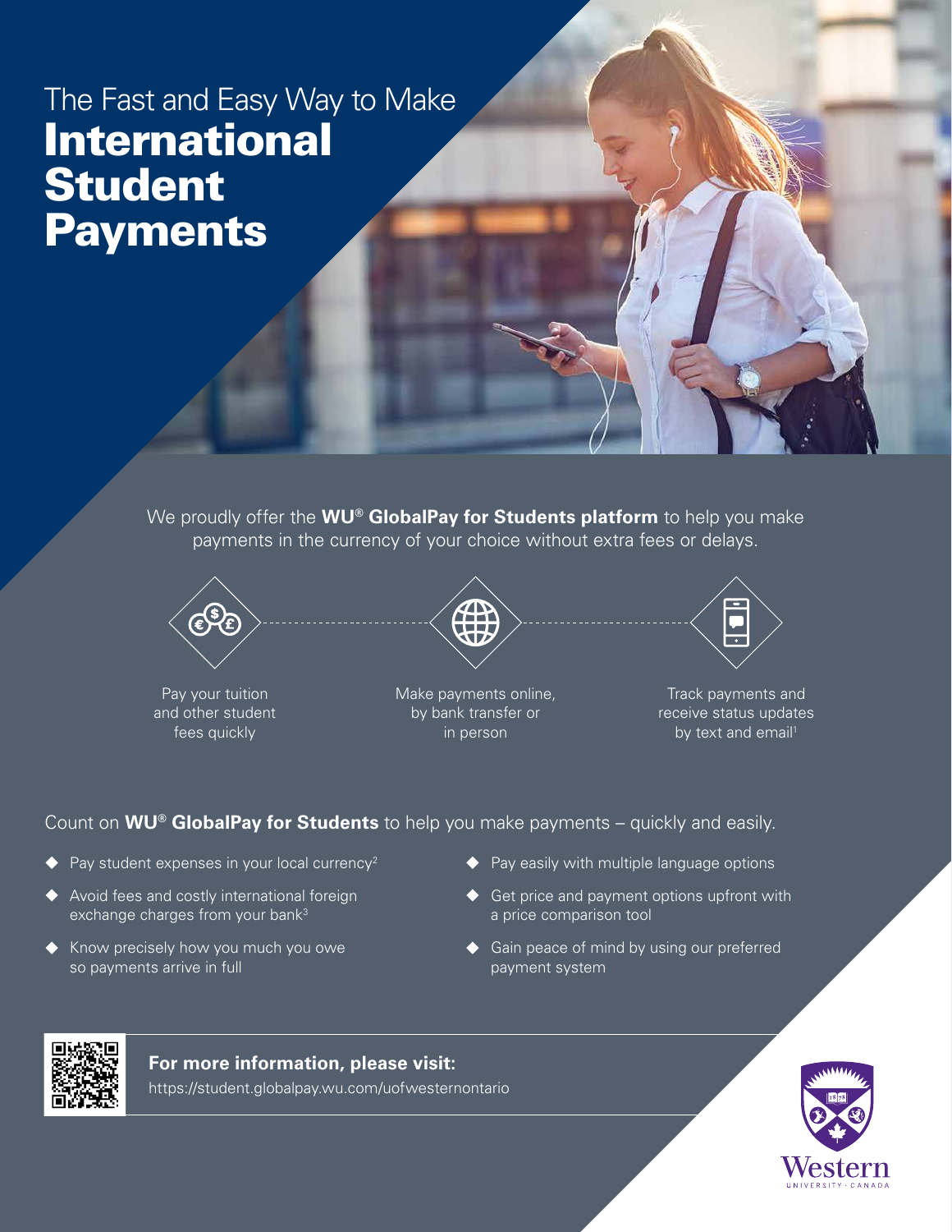# The Fast and Easy Way to Make **International Student Payments**

We proudly offer the **WU® GlobalPay for Students platform** to help you make payments in the currency of your choice without extra fees or delays.

Pay your tuition and other student fees quickly

Make payments online, by bank transfer or in person

Track payments and receive status updates by text and email[1]

Count on **WU® GlobalPay for Students** to help you make payments – quickly and easily.

- Pay student expenses in your local currency[2]
- Avoid fees and costly international foreign exchange charges from your bank[3]
- Know precisely how you much you owe so payments arrive in full
- Pay easily with multiple language options
- Get price and payment options upfront with a price comparison tool
- Gain peace of mind by using our preferred payment system

**For more information, please visit:**
https://student.globalpay.wu.com/uofwesternontario

Western
UNIVERSITY · CANADA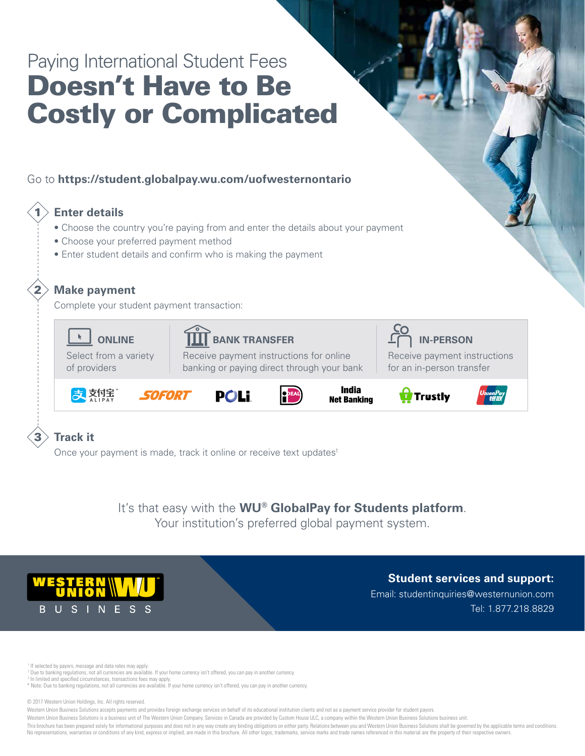Paying International Student Fees

# Doesn't Have to Be Costly or Complicated

Go to **https://student.globalpay.wu.com/uofwesternontario**

## 1 Enter details

- Choose the country you're paying from and enter the details about your payment
- Choose your preferred payment method
- Enter student details and confirm who is making the payment

## 2 Make payment

Complete your student payment transaction:

**ONLINE**
Select from a variety of providers

**BANK TRANSFER**
Receive payment instructions for online banking or paying direct through your bank

**IN-PERSON**
Receive payment instructions for an in-person transfer

支付宝 ALIPAY | SOFORT | POLi | iDEAL | India Net Banking | Trustly | UnionPay 银联

## 3 Track it

Once your payment is made, track it online or receive text updates[1]

It's that easy with the **WU® GlobalPay for Students platform**.
Your institution's preferred global payment system.

WESTERN UNION WU BUSINESS

**Student services and support:**
Email: studentinquiries@westernunion.com
Tel: 1.877.218.8829

[1] If selected by payors, message and data rates may apply.
[2] Due to banking regulations, not all currencies are available. If your home currency isn't offered, you can pay in another currency.
[3] In limited and specified circumstances, transactions fees may apply.
* Note: Due to banking regulations, not all currencies are available. If your home currency isn't offered, you can pay in another currency.

© 2017 Western Union Holdings, Inc. All rights reserved.

Western Union Business Solutions accepts payments and provides foreign exchange services on behalf of its educational institution clients and not as a payment service provider for student payors.

Western Union Business Solutions is a business unit of The Western Union Company. Services in Canada are provided by Custom House ULC, a company within the Western Union Business Solutions business unit.

This brochure has been prepared solely for informational purposes and does not in any way create any binding obligations on either party. Relations between you and Western Union Business Solutions shall be governed by the applicable terms and conditions. No representations, warranties or conditions of any kind, express or implied, are made in this brochure. All other logos, trademarks, service marks and trade names referenced in this material are the property of their respective owners.